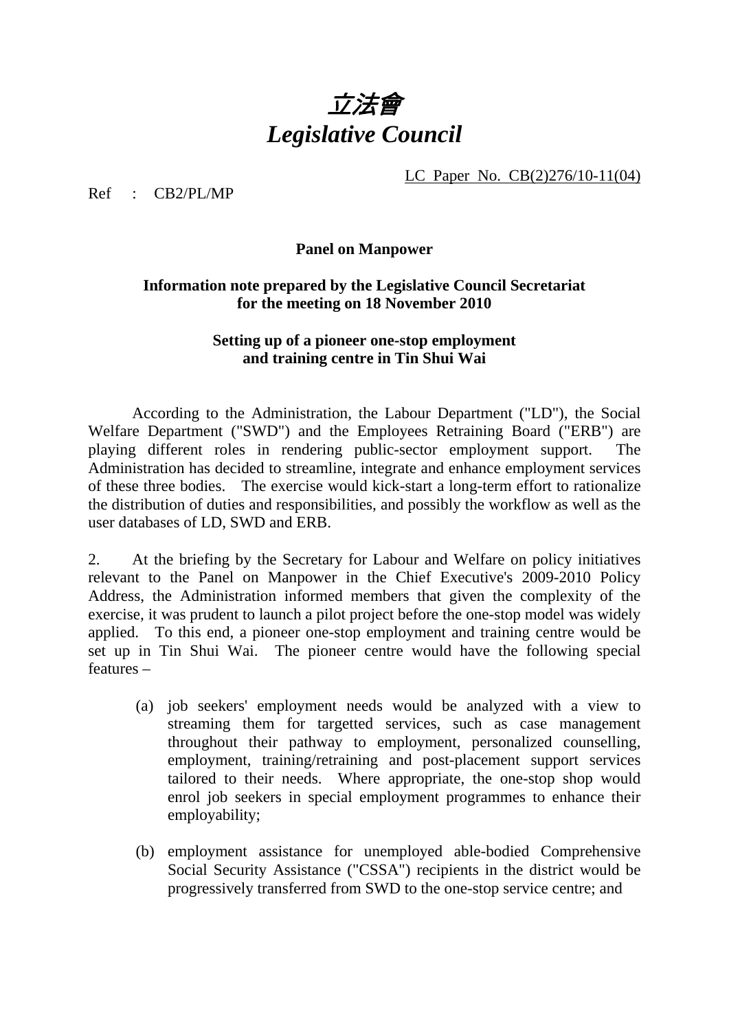# *立法會*
# *Legislative Council*

LC Paper No. CB(2)276/10-11(04)

Ref : CB2/PL/MP

**Panel on Manpower**

**Information note prepared by the Legislative Council Secretariat for the meeting on 18 November 2010**

**Setting up of a pioneer one-stop employment and training centre in Tin Shui Wai**

According to the Administration, the Labour Department ("LD"), the Social Welfare Department ("SWD") and the Employees Retraining Board ("ERB") are playing different roles in rendering public-sector employment support. The Administration has decided to streamline, integrate and enhance employment services of these three bodies. The exercise would kick-start a long-term effort to rationalize the distribution of duties and responsibilities, and possibly the workflow as well as the user databases of LD, SWD and ERB.

2. At the briefing by the Secretary for Labour and Welfare on policy initiatives relevant to the Panel on Manpower in the Chief Executive's 2009-2010 Policy Address, the Administration informed members that given the complexity of the exercise, it was prudent to launch a pilot project before the one-stop model was widely applied. To this end, a pioneer one-stop employment and training centre would be set up in Tin Shui Wai. The pioneer centre would have the following special features –

(a) job seekers' employment needs would be analyzed with a view to streaming them for targetted services, such as case management throughout their pathway to employment, personalized counselling, employment, training/retraining and post-placement support services tailored to their needs. Where appropriate, the one-stop shop would enrol job seekers in special employment programmes to enhance their employability;

(b) employment assistance for unemployed able-bodied Comprehensive Social Security Assistance ("CSSA") recipients in the district would be progressively transferred from SWD to the one-stop service centre; and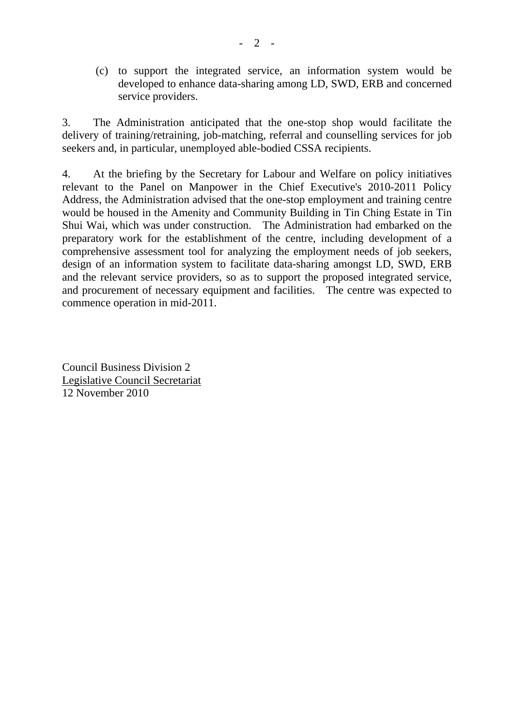(c) to support the integrated service, an information system would be developed to enhance data-sharing among LD, SWD, ERB and concerned service providers.

3. The Administration anticipated that the one-stop shop would facilitate the delivery of training/retraining, job-matching, referral and counselling services for job seekers and, in particular, unemployed able-bodied CSSA recipients.

4. At the briefing by the Secretary for Labour and Welfare on policy initiatives relevant to the Panel on Manpower in the Chief Executive's 2010-2011 Policy Address, the Administration advised that the one-stop employment and training centre would be housed in the Amenity and Community Building in Tin Ching Estate in Tin Shui Wai, which was under construction. The Administration had embarked on the preparatory work for the establishment of the centre, including development of a comprehensive assessment tool for analyzing the employment needs of job seekers, design of an information system to facilitate data-sharing amongst LD, SWD, ERB and the relevant service providers, so as to support the proposed integrated service, and procurement of necessary equipment and facilities. The centre was expected to commence operation in mid-2011.

Council Business Division 2
Legislative Council Secretariat
12 November 2010